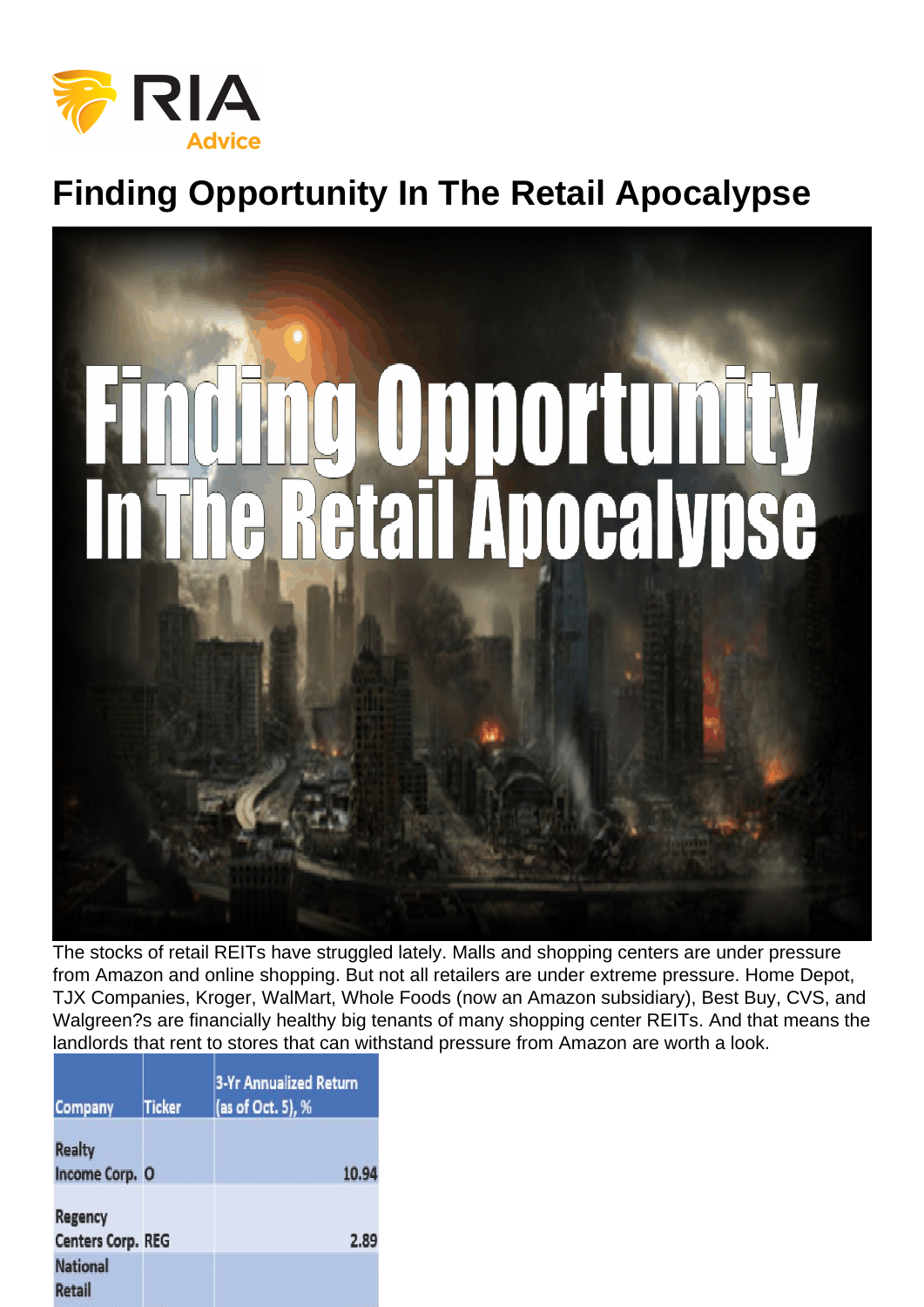# Finding Opportunity In The Retail Apocalypse

The stocks of retail REITs have struggled lately. Malls and shopping centers are under pressure from Amazon and online shopping. But not all retailers are under extreme pressure. Home Depot, TJX Companies, Kroger, WalMart, Whole Foods (now an Amazon subsidiary), Best Buy, CVS, and Walgreen?s are financially healthy big tenants of many shopping center REITs. And that means the landlords that rent to stores that can withstand pressure from Amazon are worth a look.

| Company | Ticker | 3-Yr Annualized Return (as of Oct. 5), % |
|---|---|---|
| Realty Income Corp. | O | 10.94 |
| Regency Centers Corp. | REG | 2.89 |
| National Retail | | |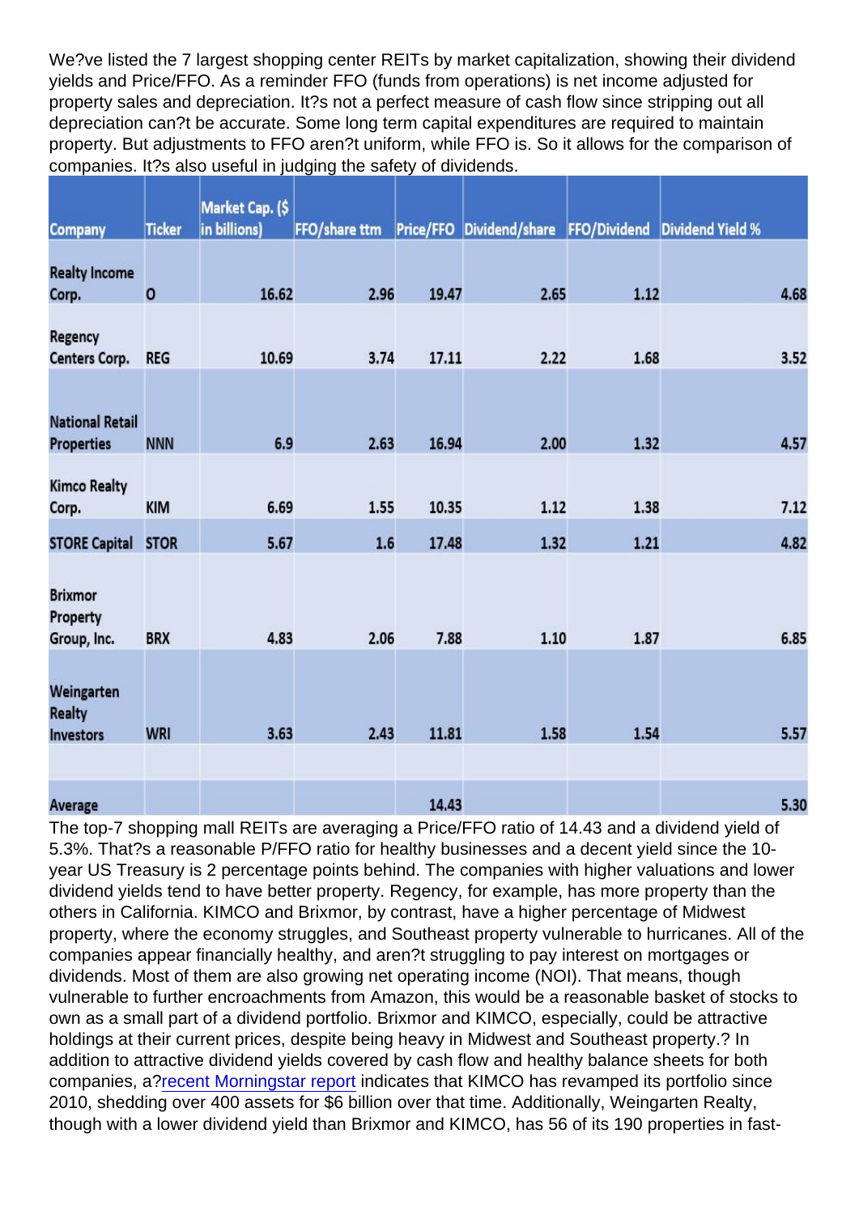We?ve listed the 7 largest shopping center REITs by market capitalization, showing their dividend yields and Price/FFO. As a reminder FFO (funds from operations) is net income adjusted for property sales and depreciation. It?s not a perfect measure of cash flow since stripping out all depreciation can?t be accurate. Some long term capital expenditures are required to maintain property. But adjustments to FFO aren?t uniform, while FFO is. So it allows for the comparison of companies. It?s also useful in judging the safety of dividends.

| Company | Ticker | Market Cap. ($ in billions) | FFO/share ttm | Price/FFO | Dividend/share | FFO/Dividend | Dividend Yield % |
|---|---|---|---|---|---|---|---|
| Realty Income Corp. | O | 16.62 | 2.96 | 19.47 | 2.65 | 1.12 | 4.68 |
| Regency Centers Corp. | REG | 10.69 | 3.74 | 17.11 | 2.22 | 1.68 | 3.52 |
| National Retail Properties | NNN | 6.9 | 2.63 | 16.94 | 2.00 | 1.32 | 4.57 |
| Kimco Realty Corp. | KIM | 6.69 | 1.55 | 10.35 | 1.12 | 1.38 | 7.12 |
| STORE Capital | STOR | 5.67 | 1.6 | 17.48 | 1.32 | 1.21 | 4.82 |
| Brixmor Property Group, Inc. | BRX | 4.83 | 2.06 | 7.88 | 1.10 | 1.87 | 6.85 |
| Weingarten Realty Investors | WRI | 3.63 | 2.43 | 11.81 | 1.58 | 1.54 | 5.57 |
| | | | | | | | |
| Average | | | | 14.43 | | | 5.30 |

The top-7 shopping mall REITs are averaging a Price/FFO ratio of 14.43 and a dividend yield of 5.3%. That?s a reasonable P/FFO ratio for healthy businesses and a decent yield since the 10-year US Treasury is 2 percentage points behind. The companies with higher valuations and lower dividend yields tend to have better property. Regency, for example, has more property than the others in California. KIMCO and Brixmor, by contrast, have a higher percentage of Midwest property, where the economy struggles, and Southeast property vulnerable to hurricanes. All of the companies appear financially healthy, and aren?t struggling to pay interest on mortgages or dividends. Most of them are also growing net operating income (NOI). That means, though vulnerable to further encroachments from Amazon, this would be a reasonable basket of stocks to own as a small part of a dividend portfolio. Brixmor and KIMCO, especially, could be attractive holdings at their current prices, despite being heavy in Midwest and Southeast property.? In addition to attractive dividend yields covered by cash flow and healthy balance sheets for both companies, a?recent Morningstar report indicates that KIMCO has revamped its portfolio since 2010, shedding over 400 assets for $6 billion over that time. Additionally, Weingarten Realty, though with a lower dividend yield than Brixmor and KIMCO, has 56 of its 190 properties in fast-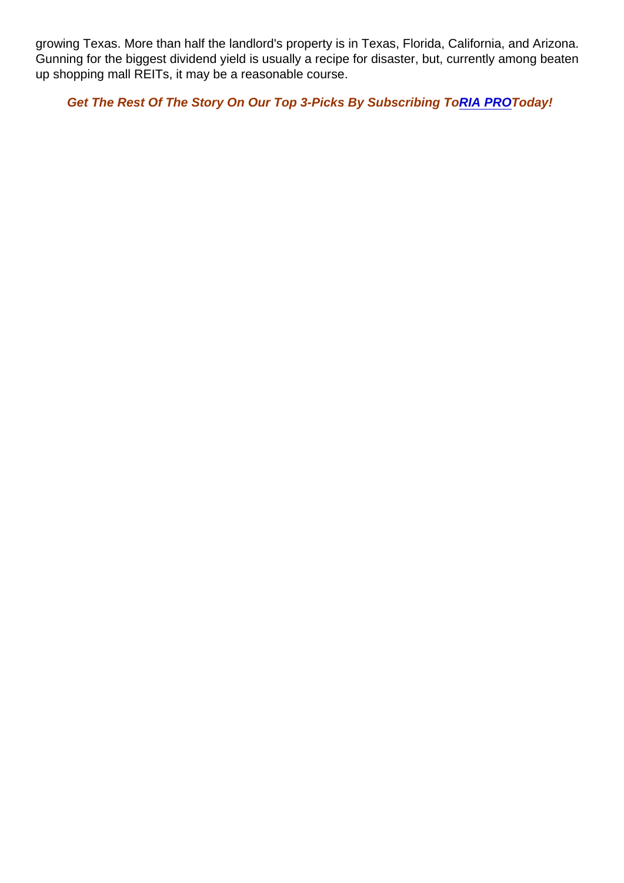growing Texas. More than half the landlord's property is in Texas, Florida, California, and Arizona. Gunning for the biggest dividend yield is usually a recipe for disaster, but, currently among beaten up shopping mall REITs, it may be a reasonable course.

***Get The Rest Of The Story On Our Top 3-Picks By Subscribing To RIA PRO Today!***